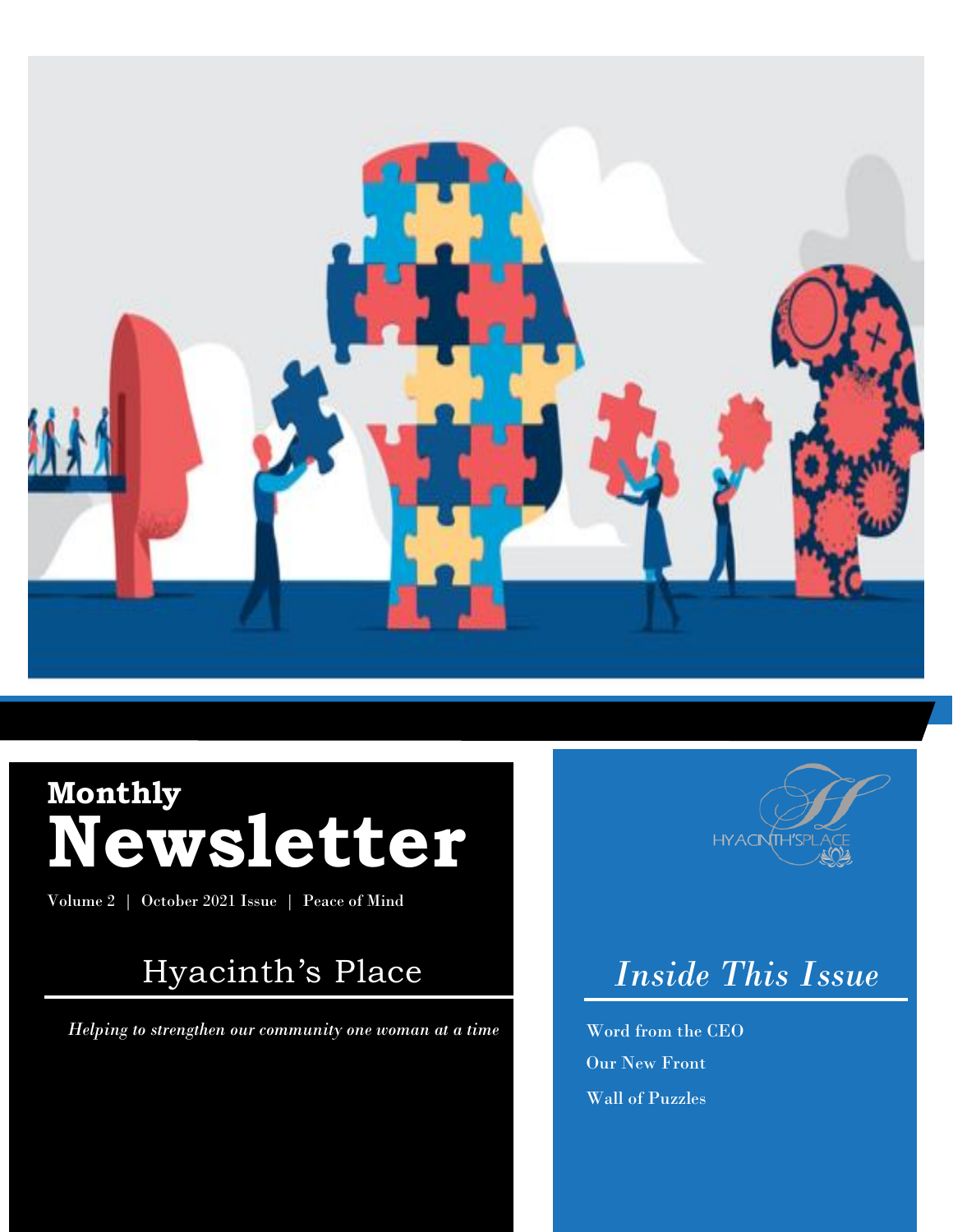# Monthly Newsletter

Volume 2 | October 2021 Issue | Peace of Mind

## Hyacinth's Place

*Helping to strengthen our community one woman at a time*

HYACINTH'S PLACE

## *Inside This Issue*

Word from the CEO

Our New Front

Wall of Puzzles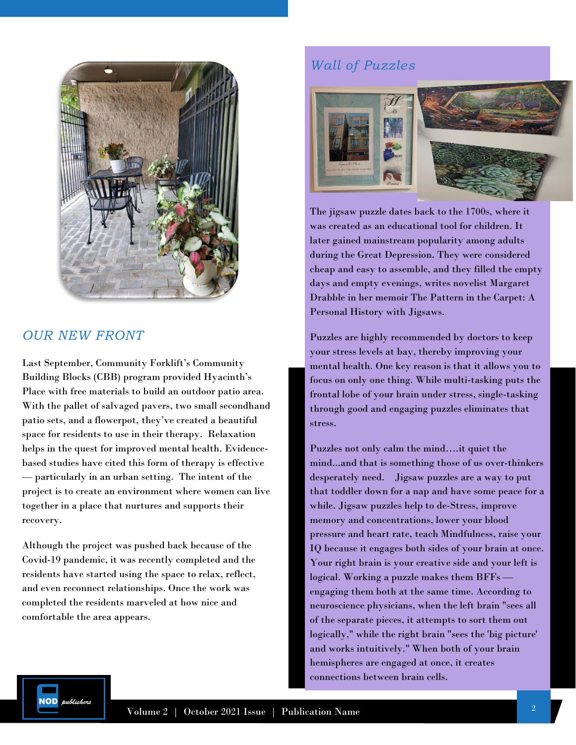## OUR NEW FRONT

Last September, Community Forklift's Community Building Blocks (CBB) program provided Hyacinth's Place with free materials to build an outdoor patio area. With the pallet of salvaged pavers, two small secondhand patio sets, and a flowerpot, they've created a beautiful space for residents to use in their therapy. Relaxation helps in the quest for improved mental health. Evidence-based studies have cited this form of therapy is effective — particularly in an urban setting. The intent of the project is to create an environment where women can live together in a place that nurtures and supports their recovery.

Although the project was pushed back because of the Covid-19 pandemic, it was recently completed and the residents have started using the space to relax, reflect, and even reconnect relationships. Once the work was completed the residents marveled at how nice and comfortable the area appears.

## Wall of Puzzles

The jigsaw puzzle dates back to the 1700s, where it was created as an educational tool for children. It later gained mainstream popularity among adults during the Great Depression. They were considered cheap and easy to assemble, and they filled the empty days and empty evenings, writes novelist Margaret Drabble in her memoir The Pattern in the Carpet: A Personal History with Jigsaws.

Puzzles are highly recommended by doctors to keep your stress levels at bay, thereby improving your mental health. One key reason is that it allows you to focus on only one thing. While multi-tasking puts the frontal lobe of your brain under stress, single-tasking through good and engaging puzzles eliminates that stress.

Puzzles not only calm the mind….it quiet the mind…and that is something those of us over-thinkers desperately need. Jigsaw puzzles are a way to put that toddler down for a nap and have some peace for a while. Jigsaw puzzles help to de-Stress, improve memory and concentrations, lower your blood pressure and heart rate, teach Mindfulness, raise your IQ because it engages both sides of your brain at once. Your right brain is your creative side and your left is logical. Working a puzzle makes them BFFs — engaging them both at the same time. According to neuroscience physicians, when the left brain "sees all of the separate pieces, it attempts to sort them out logically," while the right brain "sees the 'big picture' and works intuitively." When both of your brain hemispheres are engaged at once, it creates connections between brain cells.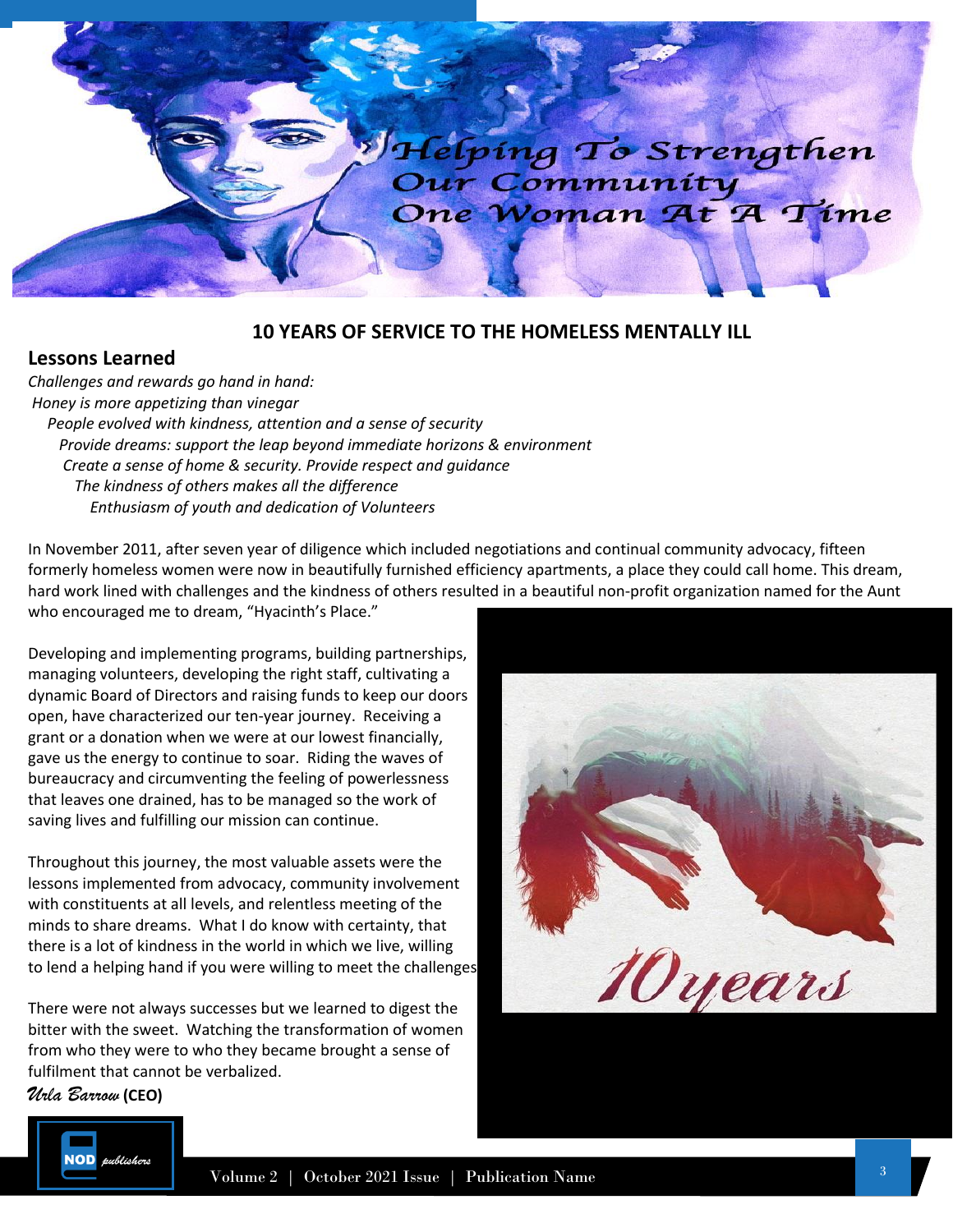Helping To Strengthen Our Community One Woman At A Time

## 10 YEARS OF SERVICE TO THE HOMELESS MENTALLY ILL

### Lessons Learned

*Challenges and rewards go hand in hand:*
*Honey is more appetizing than vinegar*
*People evolved with kindness, attention and a sense of security*
*Provide dreams: support the leap beyond immediate horizons & environment*
*Create a sense of home & security. Provide respect and guidance*
*The kindness of others makes all the difference*
*Enthusiasm of youth and dedication of Volunteers*

In November 2011, after seven year of diligence which included negotiations and continual community advocacy, fifteen formerly homeless women were now in beautifully furnished efficiency apartments, a place they could call home. This dream, hard work lined with challenges and the kindness of others resulted in a beautiful non-profit organization named for the Aunt who encouraged me to dream, "Hyacinth's Place."

Developing and implementing programs, building partnerships, managing volunteers, developing the right staff, cultivating a dynamic Board of Directors and raising funds to keep our doors open, have characterized our ten-year journey. Receiving a grant or a donation when we were at our lowest financially, gave us the energy to continue to soar. Riding the waves of bureaucracy and circumventing the feeling of powerlessness that leaves one drained, has to be managed so the work of saving lives and fulfilling our mission can continue.

Throughout this journey, the most valuable assets were the lessons implemented from advocacy, community involvement with constituents at all levels, and relentless meeting of the minds to share dreams. What I do know with certainty, that there is a lot of kindness in the world in which we live, willing to lend a helping hand if you were willing to meet the challenges

There were not always successes but we learned to digest the bitter with the sweet. Watching the transformation of women from who they were to who they became brought a sense of fulfilment that cannot be verbalized.

*Urla Barrow* **(CEO)**

10 years